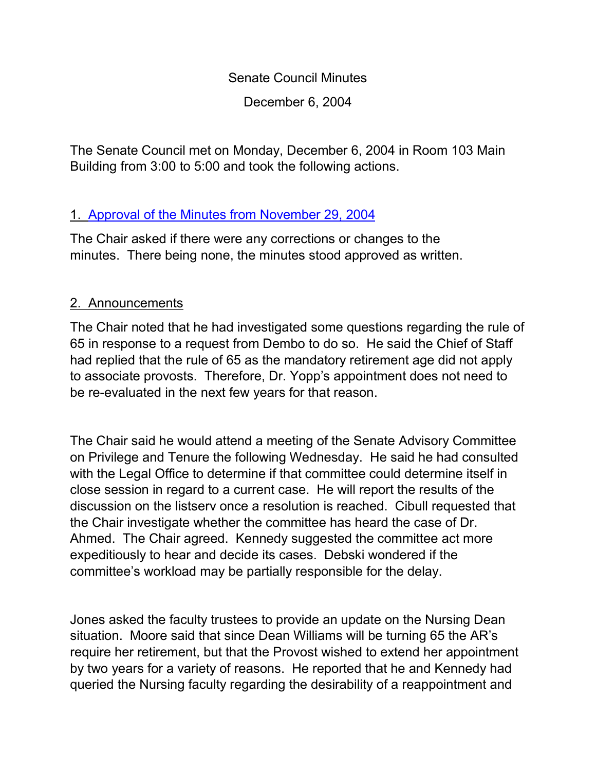Senate Council Minutes

December 6, 2004

The Senate Council met on Monday, December 6, 2004 in Room 103 Main Building from 3:00 to 5:00 and took the following actions.

1. Approval of the Minutes from November 29, 2004

The Chair asked if there were any corrections or changes to the minutes. There being none, the minutes stood approved as written.

2. Announcements

The Chair noted that he had investigated some questions regarding the rule of 65 in response to a request from Dembo to do so. He said the Chief of Staff had replied that the rule of 65 as the mandatory retirement age did not apply to associate provosts. Therefore, Dr. Yopp's appointment does not need to be re-evaluated in the next few years for that reason.

The Chair said he would attend a meeting of the Senate Advisory Committee on Privilege and Tenure the following Wednesday. He said he had consulted with the Legal Office to determine if that committee could determine itself in close session in regard to a current case. He will report the results of the discussion on the listserv once a resolution is reached. Cibull requested that the Chair investigate whether the committee has heard the case of Dr. Ahmed. The Chair agreed. Kennedy suggested the committee act more expeditiously to hear and decide its cases. Debski wondered if the committee's workload may be partially responsible for the delay.

Jones asked the faculty trustees to provide an update on the Nursing Dean situation. Moore said that since Dean Williams will be turning 65 the AR's require her retirement, but that the Provost wished to extend her appointment by two years for a variety of reasons. He reported that he and Kennedy had queried the Nursing faculty regarding the desirability of a reappointment and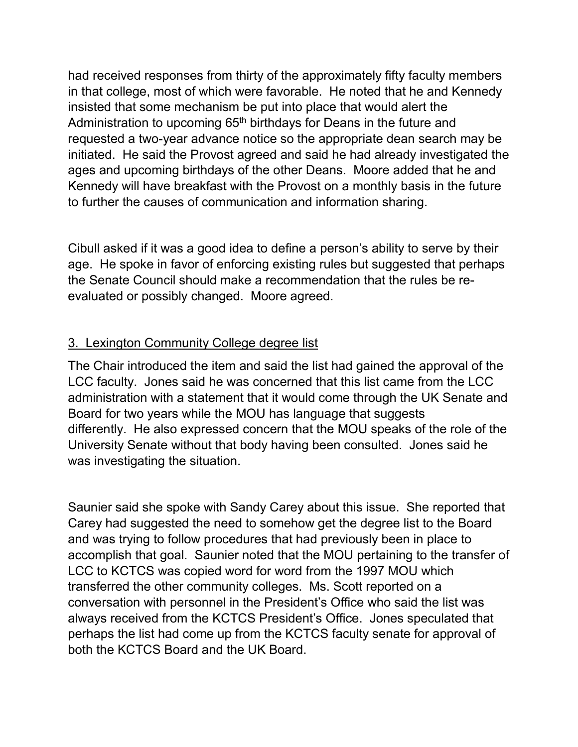had received responses from thirty of the approximately fifty faculty members in that college, most of which were favorable. He noted that he and Kennedy insisted that some mechanism be put into place that would alert the Administration to upcoming 65th birthdays for Deans in the future and requested a two-year advance notice so the appropriate dean search may be initiated. He said the Provost agreed and said he had already investigated the ages and upcoming birthdays of the other Deans. Moore added that he and Kennedy will have breakfast with the Provost on a monthly basis in the future to further the causes of communication and information sharing.

Cibull asked if it was a good idea to define a person's ability to serve by their age. He spoke in favor of enforcing existing rules but suggested that perhaps the Senate Council should make a recommendation that the rules be re-evaluated or possibly changed. Moore agreed.

3. Lexington Community College degree list

The Chair introduced the item and said the list had gained the approval of the LCC faculty. Jones said he was concerned that this list came from the LCC administration with a statement that it would come through the UK Senate and Board for two years while the MOU has language that suggests differently. He also expressed concern that the MOU speaks of the role of the University Senate without that body having been consulted. Jones said he was investigating the situation.

Saunier said she spoke with Sandy Carey about this issue. She reported that Carey had suggested the need to somehow get the degree list to the Board and was trying to follow procedures that had previously been in place to accomplish that goal. Saunier noted that the MOU pertaining to the transfer of LCC to KCTCS was copied word for word from the 1997 MOU which transferred the other community colleges. Ms. Scott reported on a conversation with personnel in the President's Office who said the list was always received from the KCTCS President's Office. Jones speculated that perhaps the list had come up from the KCTCS faculty senate for approval of both the KCTCS Board and the UK Board.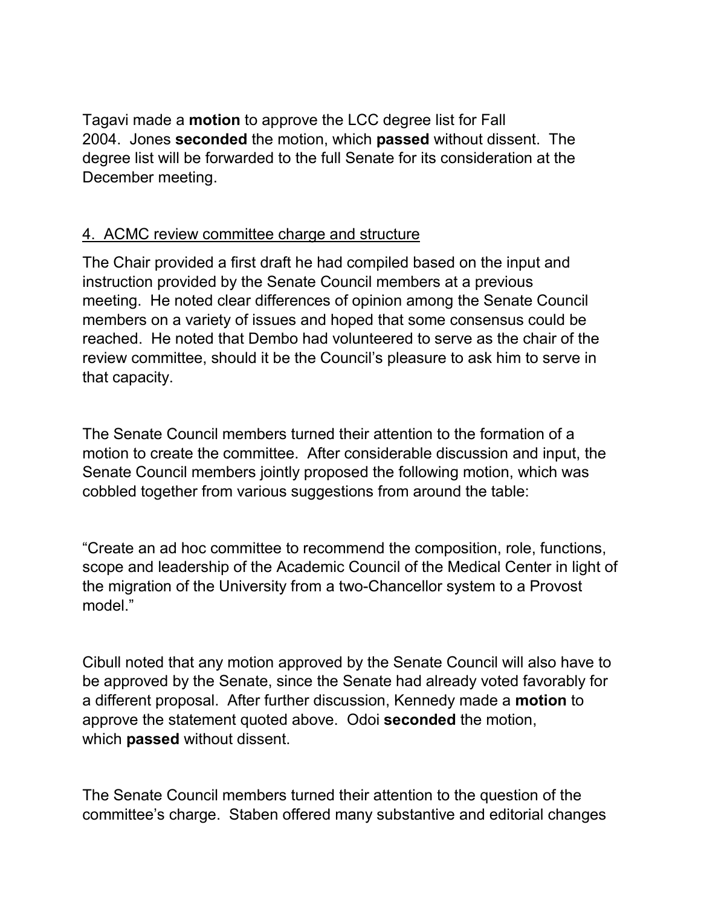Tagavi made a **motion** to approve the LCC degree list for Fall 2004. Jones **seconded** the motion, which **passed** without dissent. The degree list will be forwarded to the full Senate for its consideration at the December meeting.

4. ACMC review committee charge and structure

The Chair provided a first draft he had compiled based on the input and instruction provided by the Senate Council members at a previous meeting. He noted clear differences of opinion among the Senate Council members on a variety of issues and hoped that some consensus could be reached. He noted that Dembo had volunteered to serve as the chair of the review committee, should it be the Council's pleasure to ask him to serve in that capacity.

The Senate Council members turned their attention to the formation of a motion to create the committee. After considerable discussion and input, the Senate Council members jointly proposed the following motion, which was cobbled together from various suggestions from around the table:

"Create an ad hoc committee to recommend the composition, role, functions, scope and leadership of the Academic Council of the Medical Center in light of the migration of the University from a two-Chancellor system to a Provost model."

Cibull noted that any motion approved by the Senate Council will also have to be approved by the Senate, since the Senate had already voted favorably for a different proposal. After further discussion, Kennedy made a **motion** to approve the statement quoted above. Odoi **seconded** the motion, which **passed** without dissent.

The Senate Council members turned their attention to the question of the committee's charge. Staben offered many substantive and editorial changes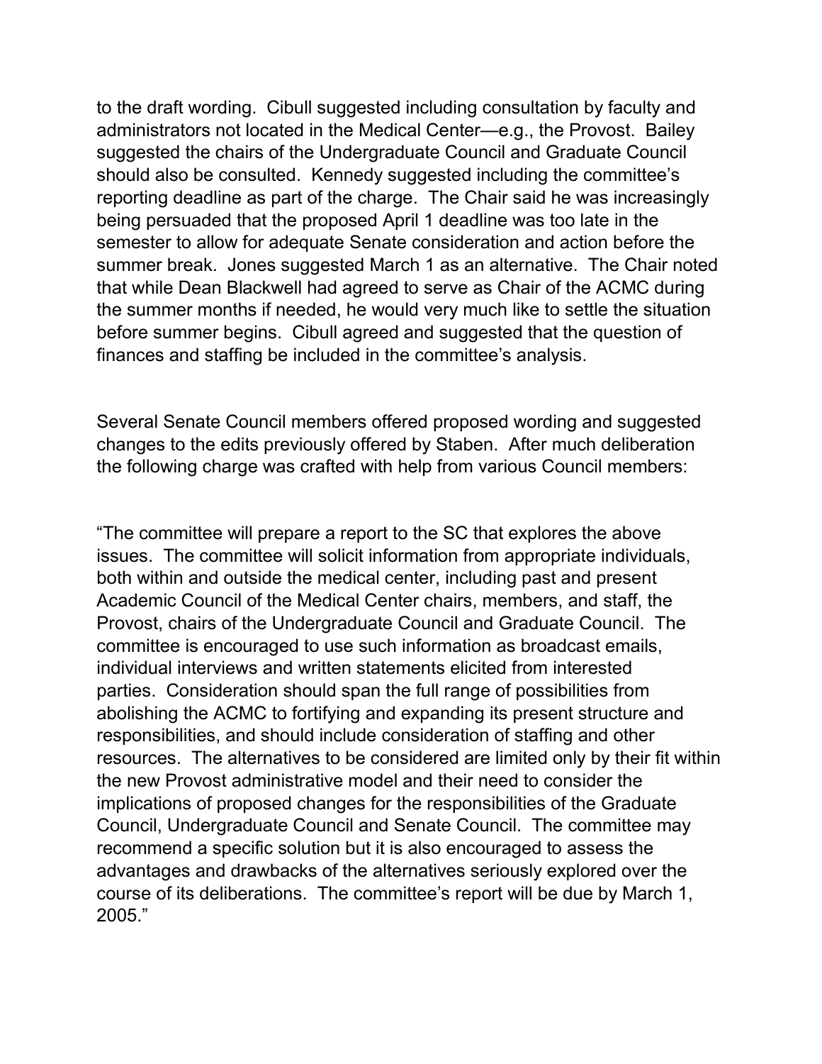to the draft wording. Cibull suggested including consultation by faculty and administrators not located in the Medical Center—e.g., the Provost. Bailey suggested the chairs of the Undergraduate Council and Graduate Council should also be consulted. Kennedy suggested including the committee's reporting deadline as part of the charge. The Chair said he was increasingly being persuaded that the proposed April 1 deadline was too late in the semester to allow for adequate Senate consideration and action before the summer break. Jones suggested March 1 as an alternative. The Chair noted that while Dean Blackwell had agreed to serve as Chair of the ACMC during the summer months if needed, he would very much like to settle the situation before summer begins. Cibull agreed and suggested that the question of finances and staffing be included in the committee's analysis.

Several Senate Council members offered proposed wording and suggested changes to the edits previously offered by Staben. After much deliberation the following charge was crafted with help from various Council members:

"The committee will prepare a report to the SC that explores the above issues. The committee will solicit information from appropriate individuals, both within and outside the medical center, including past and present Academic Council of the Medical Center chairs, members, and staff, the Provost, chairs of the Undergraduate Council and Graduate Council. The committee is encouraged to use such information as broadcast emails, individual interviews and written statements elicited from interested parties. Consideration should span the full range of possibilities from abolishing the ACMC to fortifying and expanding its present structure and responsibilities, and should include consideration of staffing and other resources. The alternatives to be considered are limited only by their fit within the new Provost administrative model and their need to consider the implications of proposed changes for the responsibilities of the Graduate Council, Undergraduate Council and Senate Council. The committee may recommend a specific solution but it is also encouraged to assess the advantages and drawbacks of the alternatives seriously explored over the course of its deliberations. The committee's report will be due by March 1, 2005."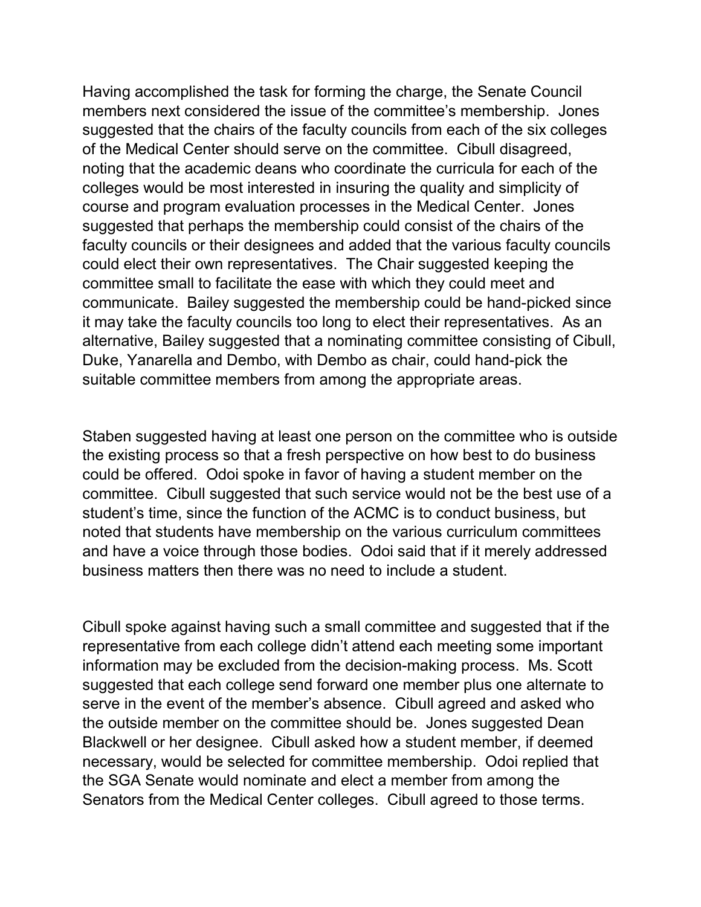Having accomplished the task for forming the charge, the Senate Council members next considered the issue of the committee's membership. Jones suggested that the chairs of the faculty councils from each of the six colleges of the Medical Center should serve on the committee. Cibull disagreed, noting that the academic deans who coordinate the curricula for each of the colleges would be most interested in insuring the quality and simplicity of course and program evaluation processes in the Medical Center. Jones suggested that perhaps the membership could consist of the chairs of the faculty councils or their designees and added that the various faculty councils could elect their own representatives. The Chair suggested keeping the committee small to facilitate the ease with which they could meet and communicate. Bailey suggested the membership could be hand-picked since it may take the faculty councils too long to elect their representatives. As an alternative, Bailey suggested that a nominating committee consisting of Cibull, Duke, Yanarella and Dembo, with Dembo as chair, could hand-pick the suitable committee members from among the appropriate areas.

Staben suggested having at least one person on the committee who is outside the existing process so that a fresh perspective on how best to do business could be offered. Odoi spoke in favor of having a student member on the committee. Cibull suggested that such service would not be the best use of a student's time, since the function of the ACMC is to conduct business, but noted that students have membership on the various curriculum committees and have a voice through those bodies. Odoi said that if it merely addressed business matters then there was no need to include a student.

Cibull spoke against having such a small committee and suggested that if the representative from each college didn't attend each meeting some important information may be excluded from the decision-making process. Ms. Scott suggested that each college send forward one member plus one alternate to serve in the event of the member's absence. Cibull agreed and asked who the outside member on the committee should be. Jones suggested Dean Blackwell or her designee. Cibull asked how a student member, if deemed necessary, would be selected for committee membership. Odoi replied that the SGA Senate would nominate and elect a member from among the Senators from the Medical Center colleges. Cibull agreed to those terms.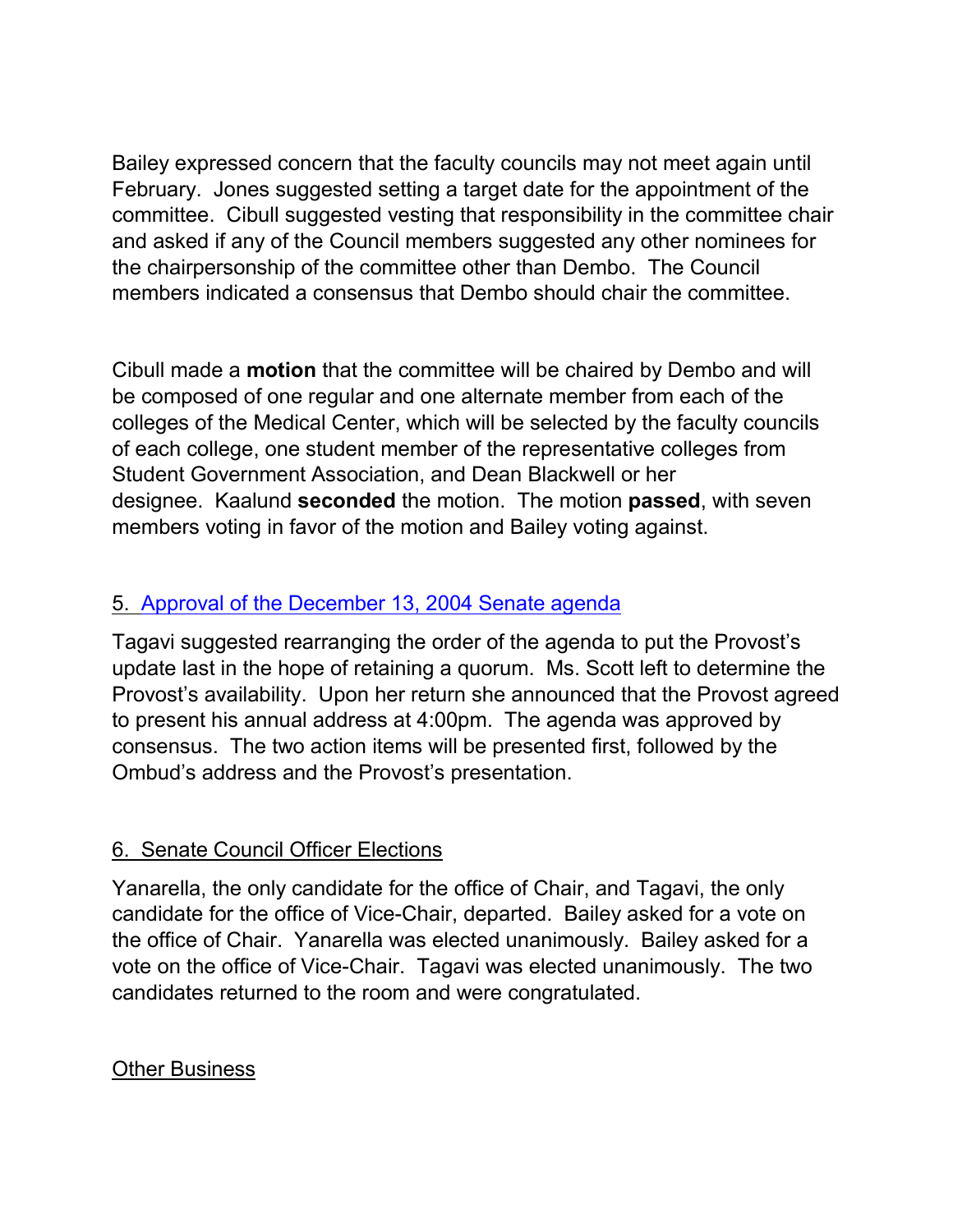Bailey expressed concern that the faculty councils may not meet again until February. Jones suggested setting a target date for the appointment of the committee. Cibull suggested vesting that responsibility in the committee chair and asked if any of the Council members suggested any other nominees for the chairpersonship of the committee other than Dembo. The Council members indicated a consensus that Dembo should chair the committee.

Cibull made a **motion** that the committee will be chaired by Dembo and will be composed of one regular and one alternate member from each of the colleges of the Medical Center, which will be selected by the faculty councils of each college, one student member of the representative colleges from Student Government Association, and Dean Blackwell or her designee. Kaalund **seconded** the motion. The motion **passed**, with seven members voting in favor of the motion and Bailey voting against.

5. Approval of the December 13, 2004 Senate agenda

Tagavi suggested rearranging the order of the agenda to put the Provost's update last in the hope of retaining a quorum. Ms. Scott left to determine the Provost's availability. Upon her return she announced that the Provost agreed to present his annual address at 4:00pm. The agenda was approved by consensus. The two action items will be presented first, followed by the Ombud's address and the Provost's presentation.

6. Senate Council Officer Elections

Yanarella, the only candidate for the office of Chair, and Tagavi, the only candidate for the office of Vice-Chair, departed. Bailey asked for a vote on the office of Chair. Yanarella was elected unanimously. Bailey asked for a vote on the office of Vice-Chair. Tagavi was elected unanimously. The two candidates returned to the room and were congratulated.

Other Business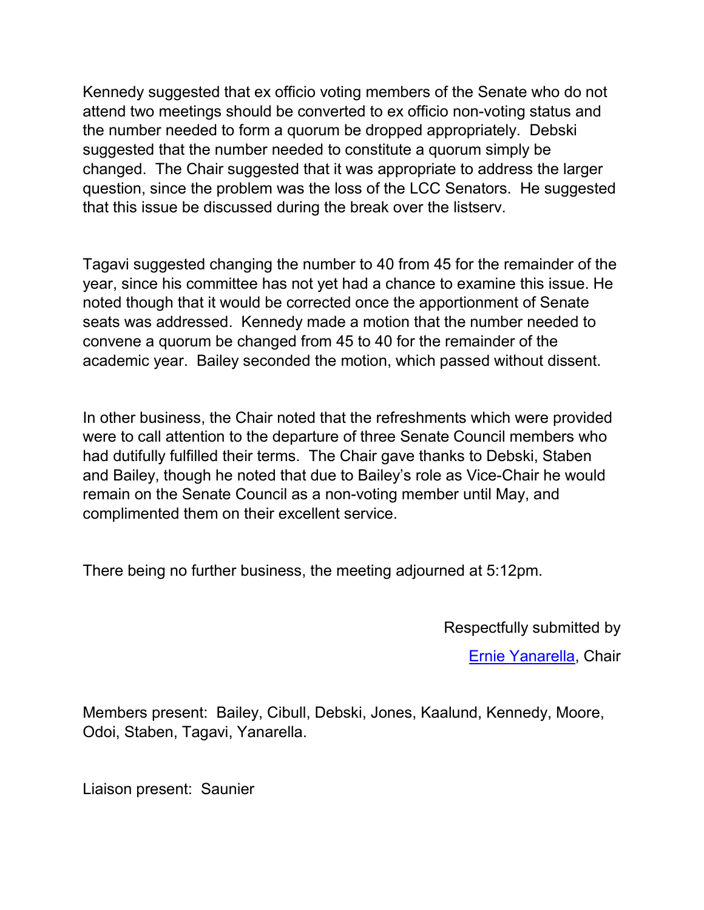Kennedy suggested that ex officio voting members of the Senate who do not attend two meetings should be converted to ex officio non-voting status and the number needed to form a quorum be dropped appropriately. Debski suggested that the number needed to constitute a quorum simply be changed. The Chair suggested that it was appropriate to address the larger question, since the problem was the loss of the LCC Senators. He suggested that this issue be discussed during the break over the listserv.

Tagavi suggested changing the number to 40 from 45 for the remainder of the year, since his committee has not yet had a chance to examine this issue. He noted though that it would be corrected once the apportionment of Senate seats was addressed. Kennedy made a motion that the number needed to convene a quorum be changed from 45 to 40 for the remainder of the academic year. Bailey seconded the motion, which passed without dissent.

In other business, the Chair noted that the refreshments which were provided were to call attention to the departure of three Senate Council members who had dutifully fulfilled their terms. The Chair gave thanks to Debski, Staben and Bailey, though he noted that due to Bailey's role as Vice-Chair he would remain on the Senate Council as a non-voting member until May, and complimented them on their excellent service.

There being no further business, the meeting adjourned at 5:12pm.

Respectfully submitted by

Ernie Yanarella, Chair

Members present: Bailey, Cibull, Debski, Jones, Kaalund, Kennedy, Moore, Odoi, Staben, Tagavi, Yanarella.

Liaison present: Saunier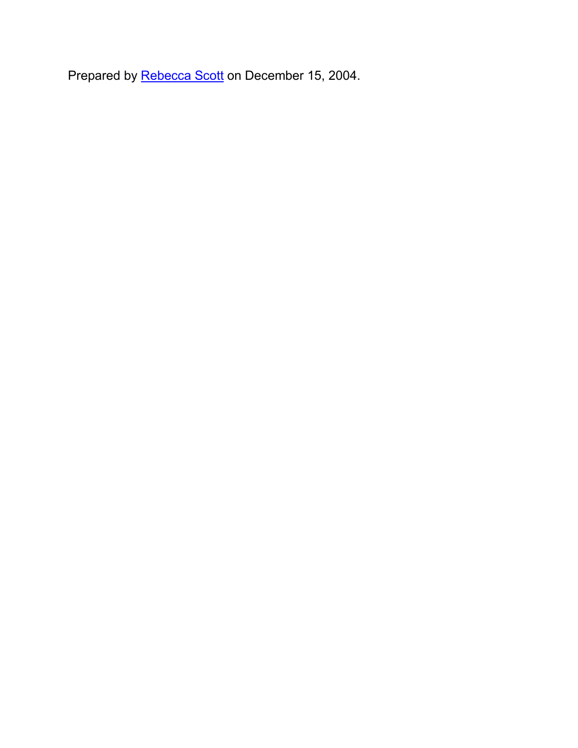Prepared by Rebecca Scott on December 15, 2004.